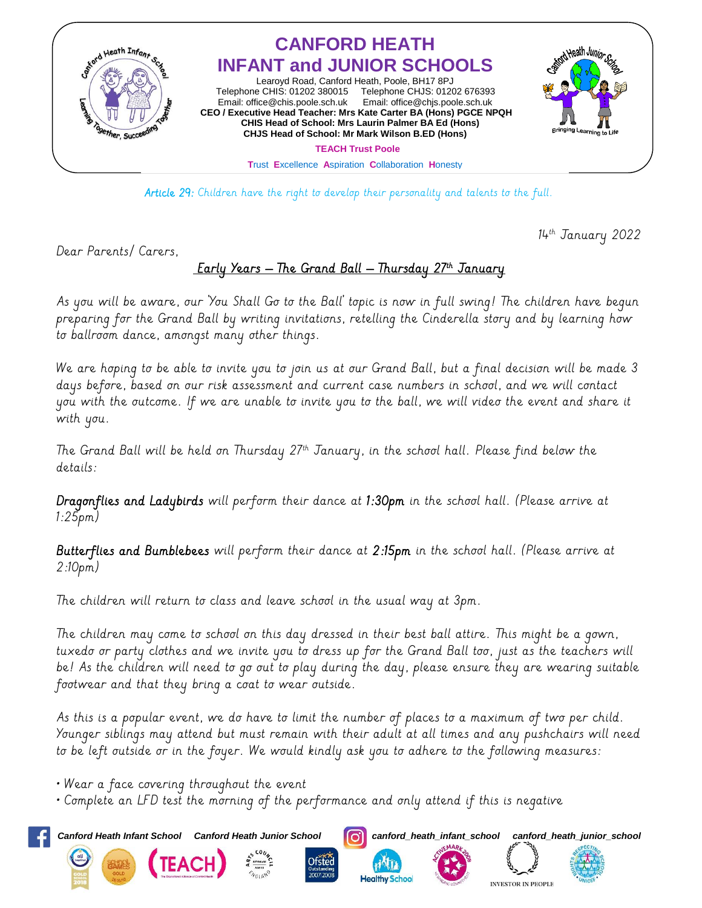# CANFORD HEATH INFANT and JUNIOR SCHOOLS

Learoyd Road, Canford Heath, Poole, BH17 8PJ
Telephone CHIS: 01202 380015 Telephone CHJS: 01202 676393
Email: office@chis.poole.sch.uk Email: office@chjs.poole.sch.uk
**CEO / Executive Head Teacher: Mrs Kate Carter BA (Hons) PGCE NPQH**
**CHIS Head of School: Mrs Laurin Palmer BA Ed (Hons)**
**CHJS Head of School: Mr Mark Wilson B.ED (Hons)**

**TEACH Trust Poole**

Trust Excellence Aspiration Collaboration Honesty

*Article 29: Children have the right to develop their personality and talents to the full.*

14th January 2022

Dear Parents/ Carers,

## Early Years – The Grand Ball – Thursday 27th January

As you will be aware, our 'You Shall Go to the Ball' topic is now in full swing! The children have begun preparing for the Grand Ball by writing invitations, retelling the Cinderella story and by learning how to ballroom dance, amongst many other things.

We are hoping to be able to invite you to join us at our Grand Ball, but a final decision will be made 3 days before, based on our risk assessment and current case numbers in school, and we will contact you with the outcome. If we are unable to invite you to the ball, we will video the event and share it with you.

The Grand Ball will be held on Thursday 27th January, in the school hall. Please find below the details:

**Dragonflies and Ladybirds** will perform their dance at **1:30pm** in the school hall. (Please arrive at 1:25pm)

**Butterflies and Bumblebees** will perform their dance at **2:15pm** in the school hall. (Please arrive at 2:10pm)

The children will return to class and leave school in the usual way at 3pm.

The children may come to school on this day dressed in their best ball attire. This might be a gown, tuxedo or party clothes and we invite you to dress up for the Grand Ball too, just as the teachers will be! As the children will need to go out to play during the day, please ensure they are wearing suitable footwear and that they bring a coat to wear outside.

As this is a popular event, we do have to limit the number of places to a maximum of two per child. Younger siblings may attend but must remain with their adult at all times and any pushchairs will need to be left outside or in the foyer. We would kindly ask you to adhere to the following measures:

- Wear a face covering throughout the event
- Complete an LFD test the morning of the performance and only attend if this is negative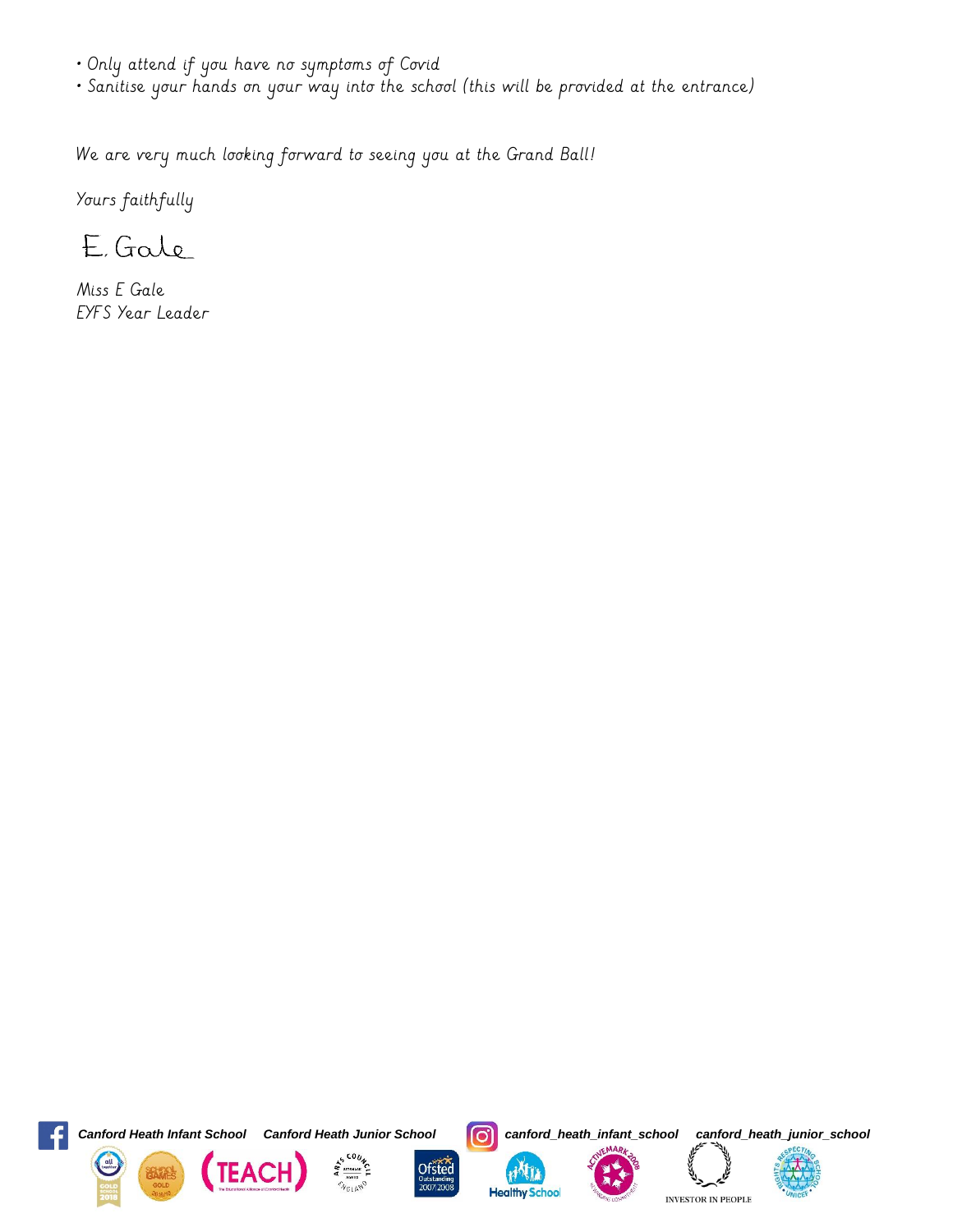- Only attend if you have no symptoms of Covid
- Sanitise your hands on your way into the school (this will be provided at the entrance)

We are very much looking forward to seeing you at the Grand Ball!

Yours faithfully

E. Gale

Miss E Gale
EYFS Year Leader

Canford Heath Infant School    Canford Heath Junior School    canford_heath_infant_school    canford_heath_junior_school